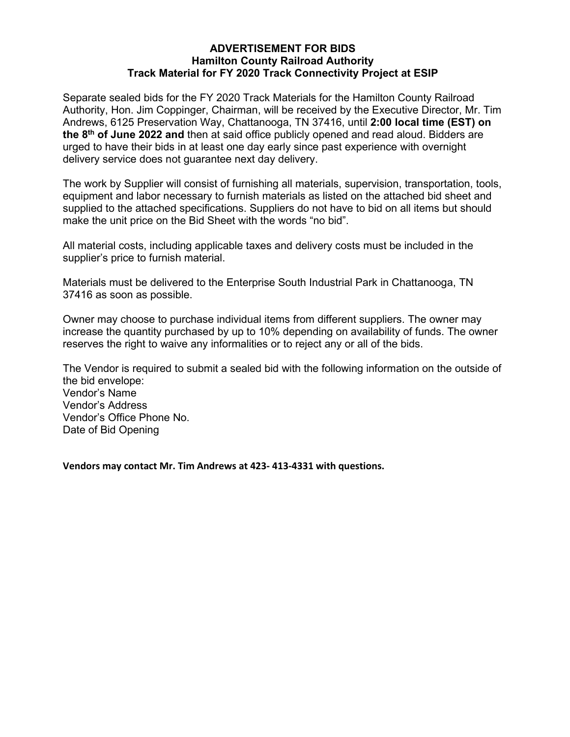# ADVERTISEMENT FOR BIDS
## Hamilton County Railroad Authority
## Track Material for FY 2020 Track Connectivity Project at ESIP

Separate sealed bids for the FY 2020 Track Materials for the Hamilton County Railroad Authority, Hon. Jim Coppinger, Chairman, will be received by the Executive Director, Mr. Tim Andrews, 6125 Preservation Way, Chattanooga, TN 37416, until **2:00 local time (EST) on the 8th of June 2022 and** then at said office publicly opened and read aloud. Bidders are urged to have their bids in at least one day early since past experience with overnight delivery service does not guarantee next day delivery.

The work by Supplier will consist of furnishing all materials, supervision, transportation, tools, equipment and labor necessary to furnish materials as listed on the attached bid sheet and supplied to the attached specifications. Suppliers do not have to bid on all items but should make the unit price on the Bid Sheet with the words "no bid".

All material costs, including applicable taxes and delivery costs must be included in the supplier's price to furnish material.

Materials must be delivered to the Enterprise South Industrial Park in Chattanooga, TN 37416 as soon as possible.

Owner may choose to purchase individual items from different suppliers. The owner may increase the quantity purchased by up to 10% depending on availability of funds. The owner reserves the right to waive any informalities or to reject any or all of the bids.

The Vendor is required to submit a sealed bid with the following information on the outside of the bid envelope:
Vendor's Name
Vendor's Address
Vendor's Office Phone No.
Date of Bid Opening

**Vendors may contact Mr. Tim Andrews at 423- 413-4331 with questions.**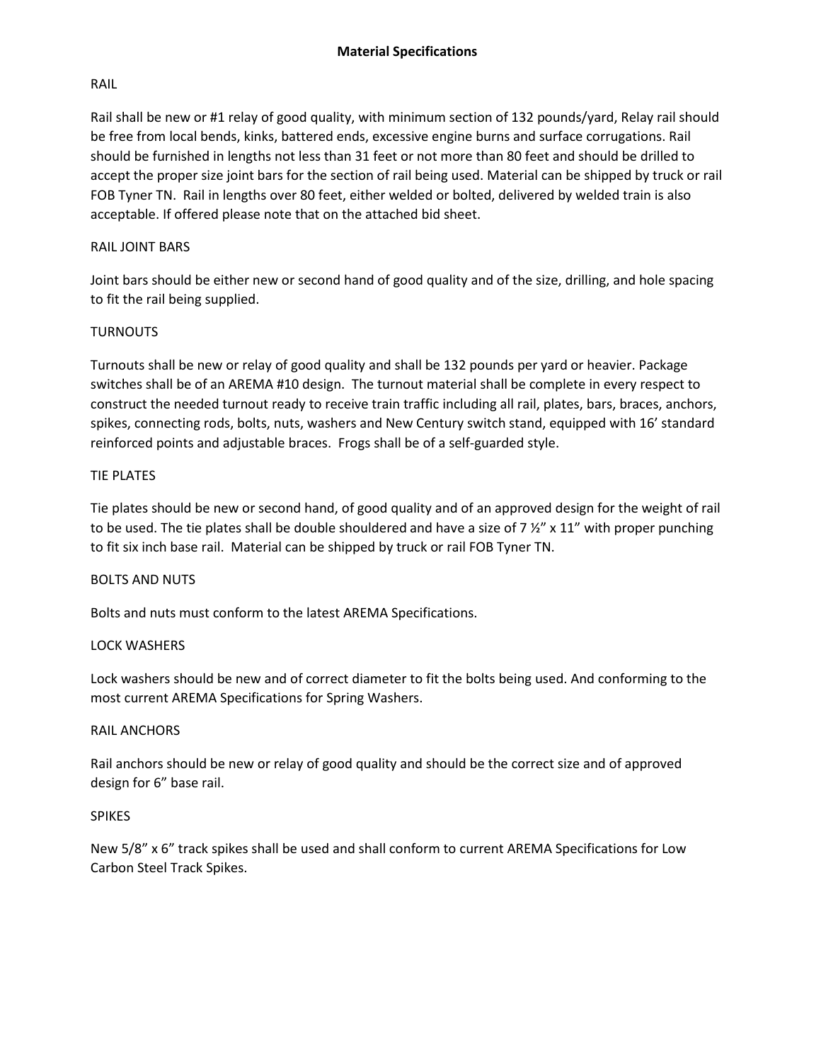# Material Specifications

## RAIL

Rail shall be new or #1 relay of good quality, with minimum section of 132 pounds/yard, Relay rail should be free from local bends, kinks, battered ends, excessive engine burns and surface corrugations. Rail should be furnished in lengths not less than 31 feet or not more than 80 feet and should be drilled to accept the proper size joint bars for the section of rail being used. Material can be shipped by truck or rail FOB Tyner TN. Rail in lengths over 80 feet, either welded or bolted, delivered by welded train is also acceptable. If offered please note that on the attached bid sheet.

## RAIL JOINT BARS

Joint bars should be either new or second hand of good quality and of the size, drilling, and hole spacing to fit the rail being supplied.

## TURNOUTS

Turnouts shall be new or relay of good quality and shall be 132 pounds per yard or heavier. Package switches shall be of an AREMA #10 design. The turnout material shall be complete in every respect to construct the needed turnout ready to receive train traffic including all rail, plates, bars, braces, anchors, spikes, connecting rods, bolts, nuts, washers and New Century switch stand, equipped with 16' standard reinforced points and adjustable braces. Frogs shall be of a self-guarded style.

## TIE PLATES

Tie plates should be new or second hand, of good quality and of an approved design for the weight of rail to be used. The tie plates shall be double shouldered and have a size of 7 ½" x 11" with proper punching to fit six inch base rail. Material can be shipped by truck or rail FOB Tyner TN.

## BOLTS AND NUTS

Bolts and nuts must conform to the latest AREMA Specifications.

## LOCK WASHERS

Lock washers should be new and of correct diameter to fit the bolts being used. And conforming to the most current AREMA Specifications for Spring Washers.

## RAIL ANCHORS

Rail anchors should be new or relay of good quality and should be the correct size and of approved design for 6" base rail.

## SPIKES

New 5/8" x 6" track spikes shall be used and shall conform to current AREMA Specifications for Low Carbon Steel Track Spikes.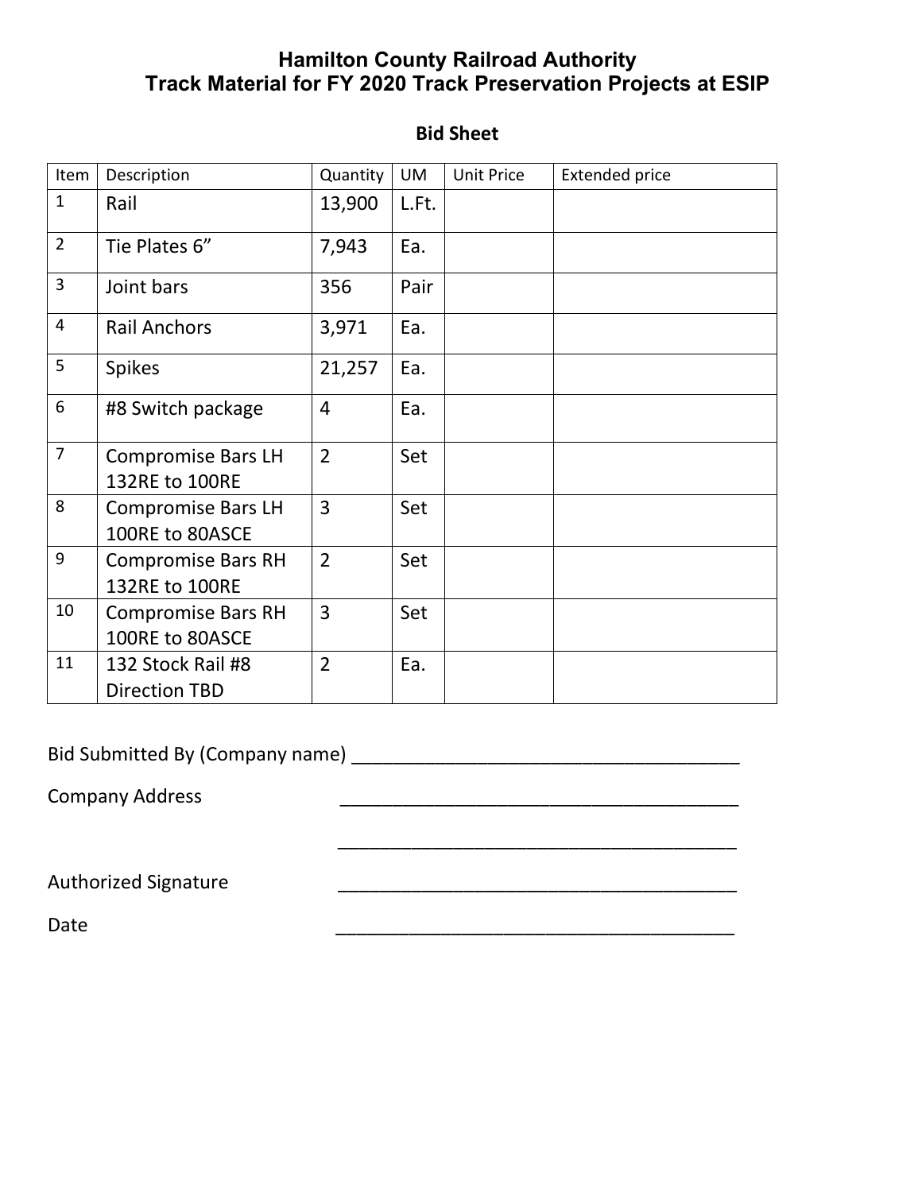# Hamilton County Railroad Authority
# Track Material for FY 2020 Track Preservation Projects at ESIP

## Bid Sheet

| Item | Description | Quantity | UM | Unit Price | Extended price |
|---|---|---|---|---|---|
| 1 | Rail | 13,900 | L.Ft. | | |
| 2 | Tie Plates 6” | 7,943 | Ea. | | |
| 3 | Joint bars | 356 | Pair | | |
| 4 | Rail Anchors | 3,971 | Ea. | | |
| 5 | Spikes | 21,257 | Ea. | | |
| 6 | #8 Switch package | 4 | Ea. | | |
| 7 | Compromise Bars LH 132RE to 100RE | 2 | Set | | |
| 8 | Compromise Bars LH 100RE to 80ASCE | 3 | Set | | |
| 9 | Compromise Bars RH 132RE to 100RE | 2 | Set | | |
| 10 | Compromise Bars RH 100RE to 80ASCE | 3 | Set | | |
| 11 | 132 Stock Rail #8 Direction TBD | 2 | Ea. | | |

Bid Submitted By (Company name) _______________________________________

Company Address _______________________________________

_______________________________________

Authorized Signature _______________________________________

Date _______________________________________